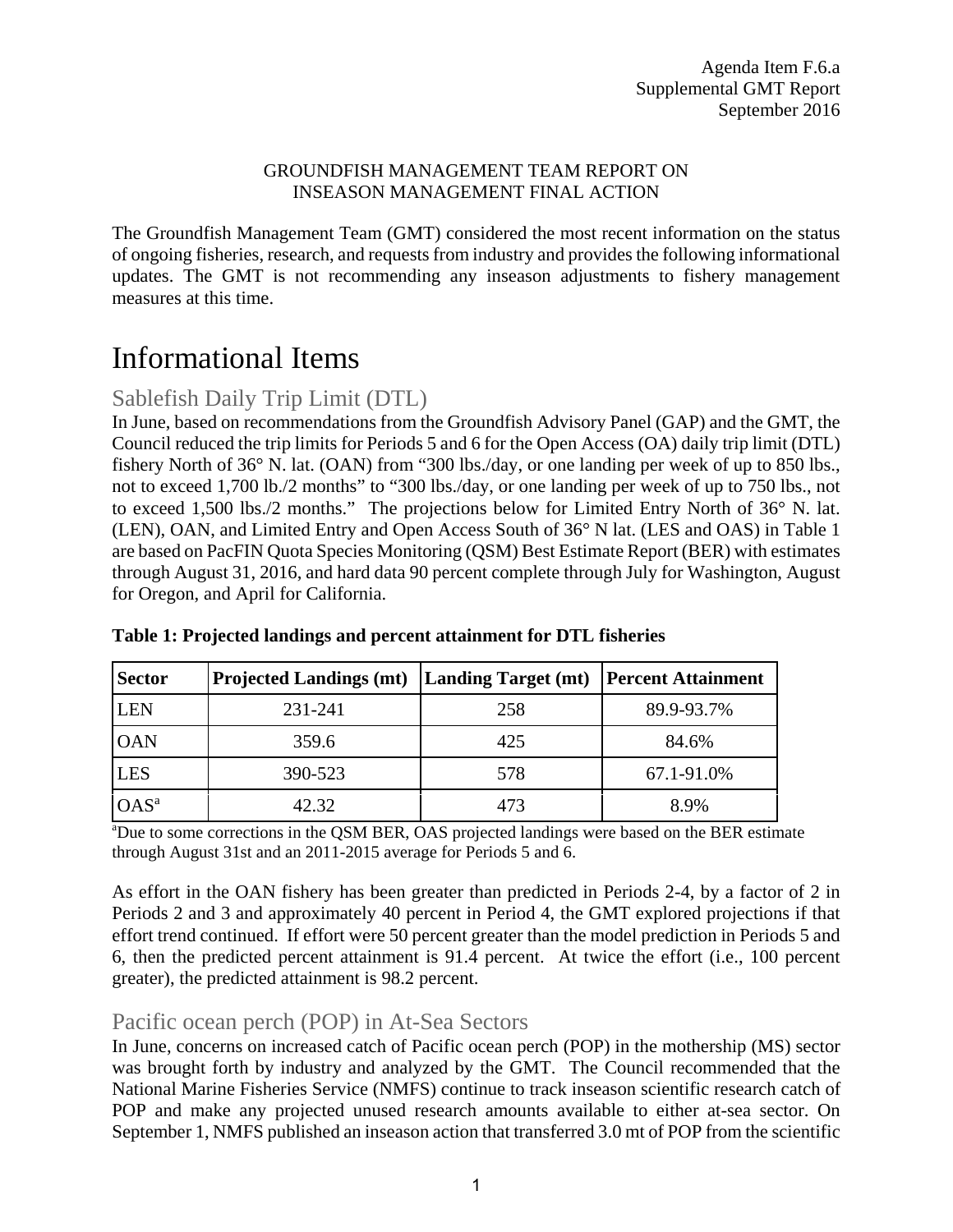Agenda Item F.6.a
Supplemental GMT Report
September 2016

GROUNDFISH MANAGEMENT TEAM REPORT ON
INSEASON MANAGEMENT FINAL ACTION

The Groundfish Management Team (GMT) considered the most recent information on the status of ongoing fisheries, research, and requests from industry and provides the following informational updates. The GMT is not recommending any inseason adjustments to fishery management measures at this time.

# Informational Items

## Sablefish Daily Trip Limit (DTL)

In June, based on recommendations from the Groundfish Advisory Panel (GAP) and the GMT, the Council reduced the trip limits for Periods 5 and 6 for the Open Access (OA) daily trip limit (DTL) fishery North of 36° N. lat. (OAN) from "300 lbs./day, or one landing per week of up to 850 lbs., not to exceed 1,700 lb./2 months" to "300 lbs./day, or one landing per week of up to 750 lbs., not to exceed 1,500 lbs./2 months." The projections below for Limited Entry North of 36° N. lat. (LEN), OAN, and Limited Entry and Open Access South of 36° N lat. (LES and OAS) in Table 1 are based on PacFIN Quota Species Monitoring (QSM) Best Estimate Report (BER) with estimates through August 31, 2016, and hard data 90 percent complete through July for Washington, August for Oregon, and April for California.

**Table 1: Projected landings and percent attainment for DTL fisheries**

| Sector | Projected Landings (mt) | Landing Target (mt) | Percent Attainment |
|---|---|---|---|
| LEN | 231-241 | 258 | 89.9-93.7% |
| OAN | 359.6 | 425 | 84.6% |
| LES | 390-523 | 578 | 67.1-91.0% |
| OAS[a] | 42.32 | 473 | 8.9% |

[a]Due to some corrections in the QSM BER, OAS projected landings were based on the BER estimate through August 31st and an 2011-2015 average for Periods 5 and 6.

As effort in the OAN fishery has been greater than predicted in Periods 2-4, by a factor of 2 in Periods 2 and 3 and approximately 40 percent in Period 4, the GMT explored projections if that effort trend continued. If effort were 50 percent greater than the model prediction in Periods 5 and 6, then the predicted percent attainment is 91.4 percent. At twice the effort (i.e., 100 percent greater), the predicted attainment is 98.2 percent.

## Pacific ocean perch (POP) in At-Sea Sectors

In June, concerns on increased catch of Pacific ocean perch (POP) in the mothership (MS) sector was brought forth by industry and analyzed by the GMT. The Council recommended that the National Marine Fisheries Service (NMFS) continue to track inseason scientific research catch of POP and make any projected unused research amounts available to either at-sea sector. On September 1, NMFS published an inseason action that transferred 3.0 mt of POP from the scientific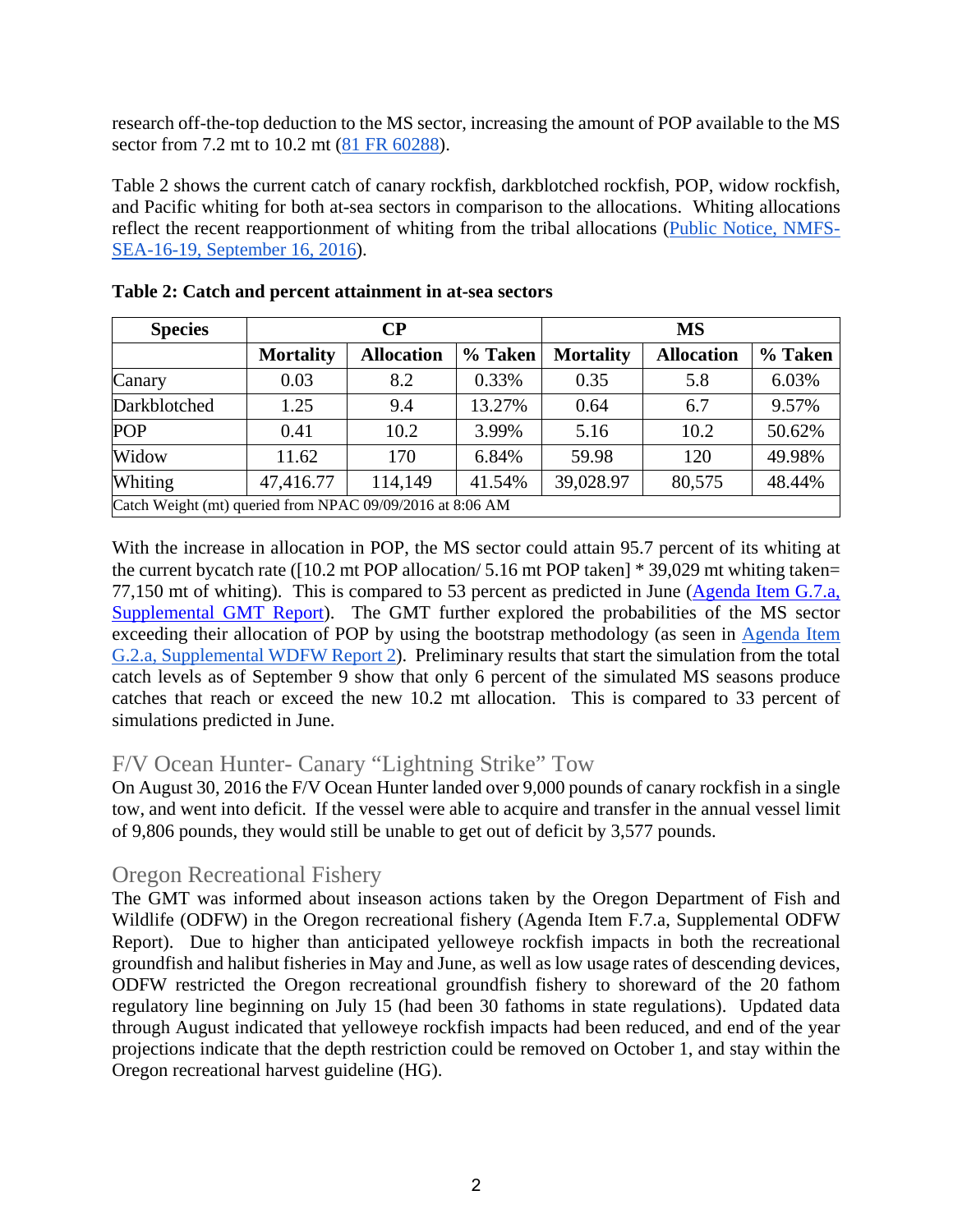research off-the-top deduction to the MS sector, increasing the amount of POP available to the MS sector from 7.2 mt to 10.2 mt (81 FR 60288).

Table 2 shows the current catch of canary rockfish, darkblotched rockfish, POP, widow rockfish, and Pacific whiting for both at-sea sectors in comparison to the allocations. Whiting allocations reflect the recent reapportionment of whiting from the tribal allocations (Public Notice, NMFS-SEA-16-19, September 16, 2016).

**Table 2: Catch and percent attainment in at-sea sectors**

| Species | CP | | | MS | | |
|---|---|---|---|---|---|---|
| | Mortality | Allocation | % Taken | Mortality | Allocation | % Taken |
| Canary | 0.03 | 8.2 | 0.33% | 0.35 | 5.8 | 6.03% |
| Darkblotched | 1.25 | 9.4 | 13.27% | 0.64 | 6.7 | 9.57% |
| POP | 0.41 | 10.2 | 3.99% | 5.16 | 10.2 | 50.62% |
| Widow | 11.62 | 170 | 6.84% | 59.98 | 120 | 49.98% |
| Whiting | 47,416.77 | 114,149 | 41.54% | 39,028.97 | 80,575 | 48.44% |
| Catch Weight (mt) queried from NPAC 09/09/2016 at 8:06 AM | | | | | | |

With the increase in allocation in POP, the MS sector could attain 95.7 percent of its whiting at the current bycatch rate ([10.2 mt POP allocation/ 5.16 mt POP taken] * 39,029 mt whiting taken= 77,150 mt of whiting). This is compared to 53 percent as predicted in June (Agenda Item G.7.a, Supplemental GMT Report). The GMT further explored the probabilities of the MS sector exceeding their allocation of POP by using the bootstrap methodology (as seen in Agenda Item G.2.a, Supplemental WDFW Report 2). Preliminary results that start the simulation from the total catch levels as of September 9 show that only 6 percent of the simulated MS seasons produce catches that reach or exceed the new 10.2 mt allocation. This is compared to 33 percent of simulations predicted in June.

## F/V Ocean Hunter- Canary "Lightning Strike" Tow

On August 30, 2016 the F/V Ocean Hunter landed over 9,000 pounds of canary rockfish in a single tow, and went into deficit. If the vessel were able to acquire and transfer in the annual vessel limit of 9,806 pounds, they would still be unable to get out of deficit by 3,577 pounds.

## Oregon Recreational Fishery

The GMT was informed about inseason actions taken by the Oregon Department of Fish and Wildlife (ODFW) in the Oregon recreational fishery (Agenda Item F.7.a, Supplemental ODFW Report). Due to higher than anticipated yelloweye rockfish impacts in both the recreational groundfish and halibut fisheries in May and June, as well as low usage rates of descending devices, ODFW restricted the Oregon recreational groundfish fishery to shoreward of the 20 fathom regulatory line beginning on July 15 (had been 30 fathoms in state regulations). Updated data through August indicated that yelloweye rockfish impacts had been reduced, and end of the year projections indicate that the depth restriction could be removed on October 1, and stay within the Oregon recreational harvest guideline (HG).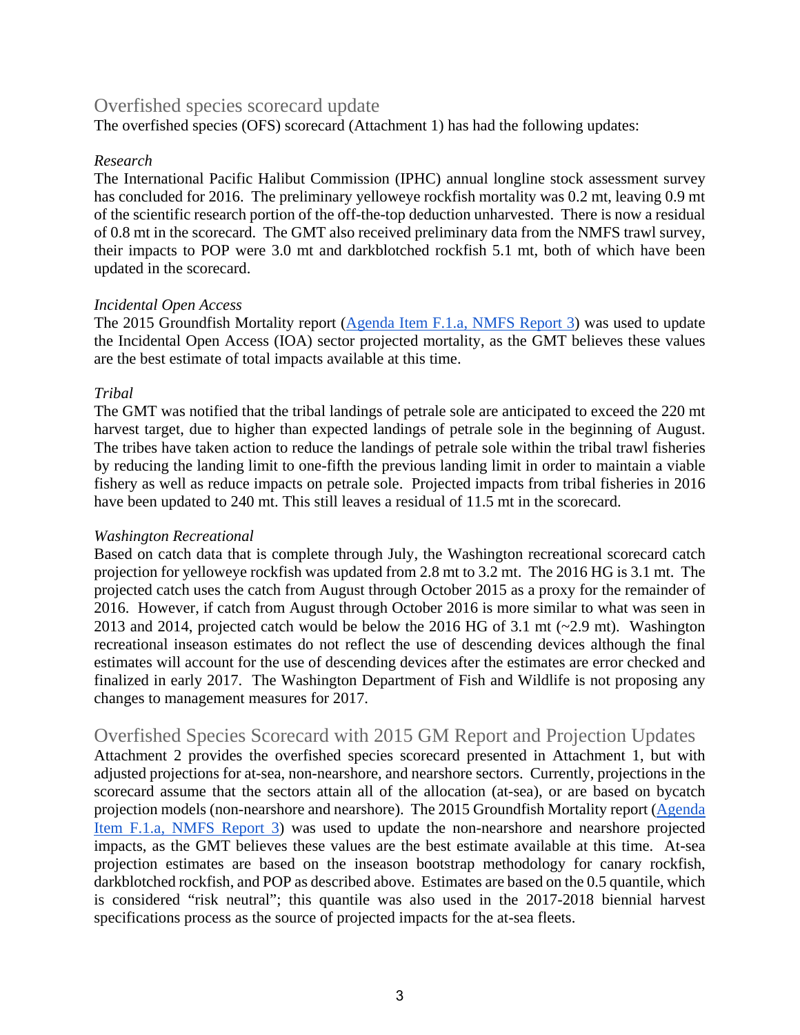## Overfished species scorecard update

The overfished species (OFS) scorecard (Attachment 1) has had the following updates:

*Research*

The International Pacific Halibut Commission (IPHC) annual longline stock assessment survey has concluded for 2016. The preliminary yelloweye rockfish mortality was 0.2 mt, leaving 0.9 mt of the scientific research portion of the off-the-top deduction unharvested. There is now a residual of 0.8 mt in the scorecard. The GMT also received preliminary data from the NMFS trawl survey, their impacts to POP were 3.0 mt and darkblotched rockfish 5.1 mt, both of which have been updated in the scorecard.

*Incidental Open Access*

The 2015 Groundfish Mortality report (Agenda Item F.1.a, NMFS Report 3) was used to update the Incidental Open Access (IOA) sector projected mortality, as the GMT believes these values are the best estimate of total impacts available at this time.

*Tribal*

The GMT was notified that the tribal landings of petrale sole are anticipated to exceed the 220 mt harvest target, due to higher than expected landings of petrale sole in the beginning of August. The tribes have taken action to reduce the landings of petrale sole within the tribal trawl fisheries by reducing the landing limit to one-fifth the previous landing limit in order to maintain a viable fishery as well as reduce impacts on petrale sole. Projected impacts from tribal fisheries in 2016 have been updated to 240 mt. This still leaves a residual of 11.5 mt in the scorecard.

*Washington Recreational*

Based on catch data that is complete through July, the Washington recreational scorecard catch projection for yelloweye rockfish was updated from 2.8 mt to 3.2 mt. The 2016 HG is 3.1 mt. The projected catch uses the catch from August through October 2015 as a proxy for the remainder of 2016. However, if catch from August through October 2016 is more similar to what was seen in 2013 and 2014, projected catch would be below the 2016 HG of 3.1 mt (~2.9 mt). Washington recreational inseason estimates do not reflect the use of descending devices although the final estimates will account for the use of descending devices after the estimates are error checked and finalized in early 2017. The Washington Department of Fish and Wildlife is not proposing any changes to management measures for 2017.

## Overfished Species Scorecard with 2015 GM Report and Projection Updates

Attachment 2 provides the overfished species scorecard presented in Attachment 1, but with adjusted projections for at-sea, non-nearshore, and nearshore sectors. Currently, projections in the scorecard assume that the sectors attain all of the allocation (at-sea), or are based on bycatch projection models (non-nearshore and nearshore). The 2015 Groundfish Mortality report (Agenda Item F.1.a, NMFS Report 3) was used to update the non-nearshore and nearshore projected impacts, as the GMT believes these values are the best estimate available at this time. At-sea projection estimates are based on the inseason bootstrap methodology for canary rockfish, darkblotched rockfish, and POP as described above. Estimates are based on the 0.5 quantile, which is considered "risk neutral"; this quantile was also used in the 2017-2018 biennial harvest specifications process as the source of projected impacts for the at-sea fleets.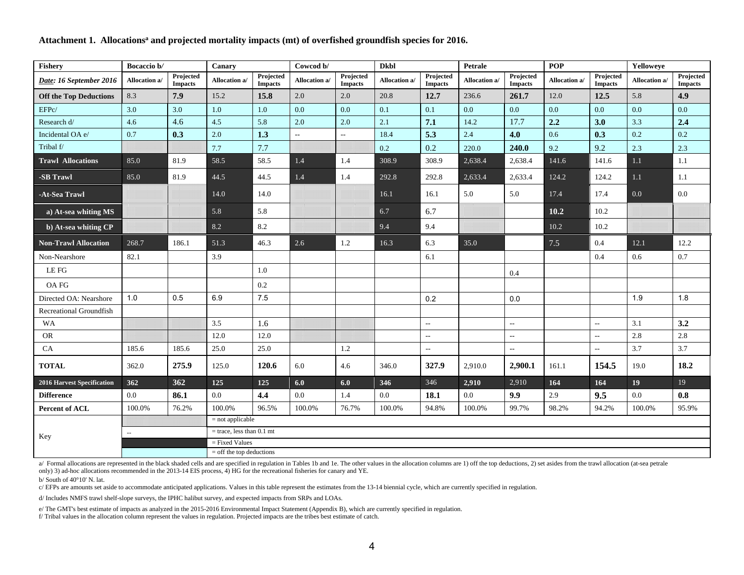**Attachment 1. Allocations[a] and projected mortality impacts (mt) of overfished groundfish species for 2016.**

| Fishery | Bocaccio b/ | | Canary | | Cowcod b/ | | Dkbl | | Petrale | | POP | | Yelloweye | |
|---|---|---|---|---|---|---|---|---|---|---|---|---|---|---|
| *Date: 16 September 2016* | Allocation a/ | Projected Impacts | Allocation a/ | Projected Impacts | Allocation a/ | Projected Impacts | Allocation a/ | Projected Impacts | Allocation a/ | Projected Impacts | Allocation a/ | Projected Impacts | Allocation a/ | Projected Impacts |
| **Off the Top Deductions** | 8.3 | **7.9** | 15.2 | **15.8** | 2.0 | 2.0 | 20.8 | **12.7** | 236.6 | **261.7** | 12.0 | **12.5** | 5.8 | **4.9** |
| EFPc/ | 3.0 | 3.0 | 1.0 | 1.0 | 0.0 | 0.0 | 0.1 | 0.1 | 0.0 | 0.0 | 0.0 | 0.0 | 0.0 | 0.0 |
| Research d/ | 4.6 | 4.6 | 4.5 | 5.8 | 2.0 | 2.0 | 2.1 | **7.1** | 14.2 | 17.7 | **2.2** | **3.0** | 3.3 | **2.4** |
| Incidental OA e/ | 0.7 | **0.3** | 2.0 | **1.3** | -- | -- | 18.4 | **5.3** | 2.4 | **4.0** | 0.6 | **0.3** | 0.2 | 0.2 |
| Tribal f/ | | | 7.7 | 7.7 | | | 0.2 | 0.2 | 220.0 | **240.0** | 9.2 | 9.2 | 2.3 | 2.3 |
| **Trawl Allocations** | 85.0 | 81.9 | 58.5 | 58.5 | 1.4 | 1.4 | 308.9 | 308.9 | 2,638.4 | 2,638.4 | 141.6 | 141.6 | 1.1 | 1.1 |
| **-SB Trawl** | 85.0 | 81.9 | 44.5 | 44.5 | 1.4 | 1.4 | 292.8 | 292.8 | 2,633.4 | 2,633.4 | 124.2 | 124.2 | 1.1 | 1.1 |
| **-At-Sea Trawl** | | | 14.0 | 14.0 | | | 16.1 | 16.1 | 5.0 | 5.0 | 17.4 | 17.4 | 0.0 | 0.0 |
| **a) At-sea whiting MS** | | | 5.8 | 5.8 | | | 6.7 | 6.7 | | | **10.2** | 10.2 | | |
| **b) At-sea whiting CP** | | | 8.2 | 8.2 | | | 9.4 | 9.4 | | | 10.2 | 10.2 | | |
| **Non-Trawl Allocation** | 268.7 | 186.1 | 51.3 | 46.3 | 2.6 | 1.2 | 16.3 | 6.3 | 35.0 | | 7.5 | 0.4 | 12.1 | 12.2 |
| Non-Nearshore | 82.1 | | 3.9 | | | | | 6.1 | | | | 0.4 | 0.6 | 0.7 |
| LE FG | | | | 1.0 | | | | | | 0.4 | | | | |
| OA FG | | | | 0.2 | | | | | | | | | | |
| Directed OA: Nearshore | 1.0 | 0.5 | 6.9 | 7.5 | | | | 0.2 | | 0.0 | | | 1.9 | 1.8 |
| Recreational Groundfish | | | | | | | | | | | | | | |
| WA | | | 3.5 | 1.6 | | | | -- | | -- | | -- | 3.1 | **3.2** |
| OR | | | 12.0 | 12.0 | | | | -- | | -- | | -- | 2.8 | 2.8 |
| CA | 185.6 | 185.6 | 25.0 | 25.0 | | 1.2 | | -- | | -- | | -- | 3.7 | 3.7 |
| **TOTAL** | 362.0 | **275.9** | 125.0 | **120.6** | 6.0 | 4.6 | 346.0 | **327.9** | 2,910.0 | **2,900.1** | 161.1 | **154.5** | 19.0 | **18.2** |
| **2016 Harvest Specification** | **362** | **362** | **125** | **125** | **6.0** | **6.0** | **346** | 346 | **2,910** | 2,910 | **164** | **164** | **19** | 19 |
| **Difference** | 0.0 | **86.1** | 0.0 | **4.4** | 0.0 | 1.4 | 0.0 | **18.1** | 0.0 | **9.9** | 2.9 | **9.5** | 0.0 | **0.8** |
| **Percent of ACL** | 100.0% | 76.2% | 100.0% | 96.5% | 100.0% | 76.7% | 100.0% | 94.8% | 100.0% | 99.7% | 98.2% | 94.2% | 100.0% | 95.9% |

**Key**

| Symbol | Meaning |
|---|---|
| (grey shading) | = not applicable |
| -- | = trace, less than 0.1 mt |
| (black shading) | = Fixed Values |
| (light blue shading) | = off the top deductions |

a/ Formal allocations are represented in the black shaded cells and are specified in regulation in Tables 1b and 1e. The other values in the allocation columns are 1) off the top deductions, 2) set asides from the trawl allocation (at-sea petrale only) 3) ad-hoc allocations recommended in the 2013-14 EIS process, 4) HG for the recreational fisheries for canary and YE.

b/ South of 40°10' N. lat.

c/ EFPs are amounts set aside to accommodate anticipated applications. Values in this table represent the estimates from the 13-14 biennial cycle, which are currently specified in regulation.

d/ Includes NMFS trawl shelf-slope surveys, the IPHC halibut survey, and expected impacts from SRPs and LOAs.

e/ The GMT's best estimate of impacts as analyzed in the 2015-2016 Environmental Impact Statement (Appendix B), which are currently specified in regulation.

f/ Tribal values in the allocation column represent the values in regulation. Projected impacts are the tribes best estimate of catch.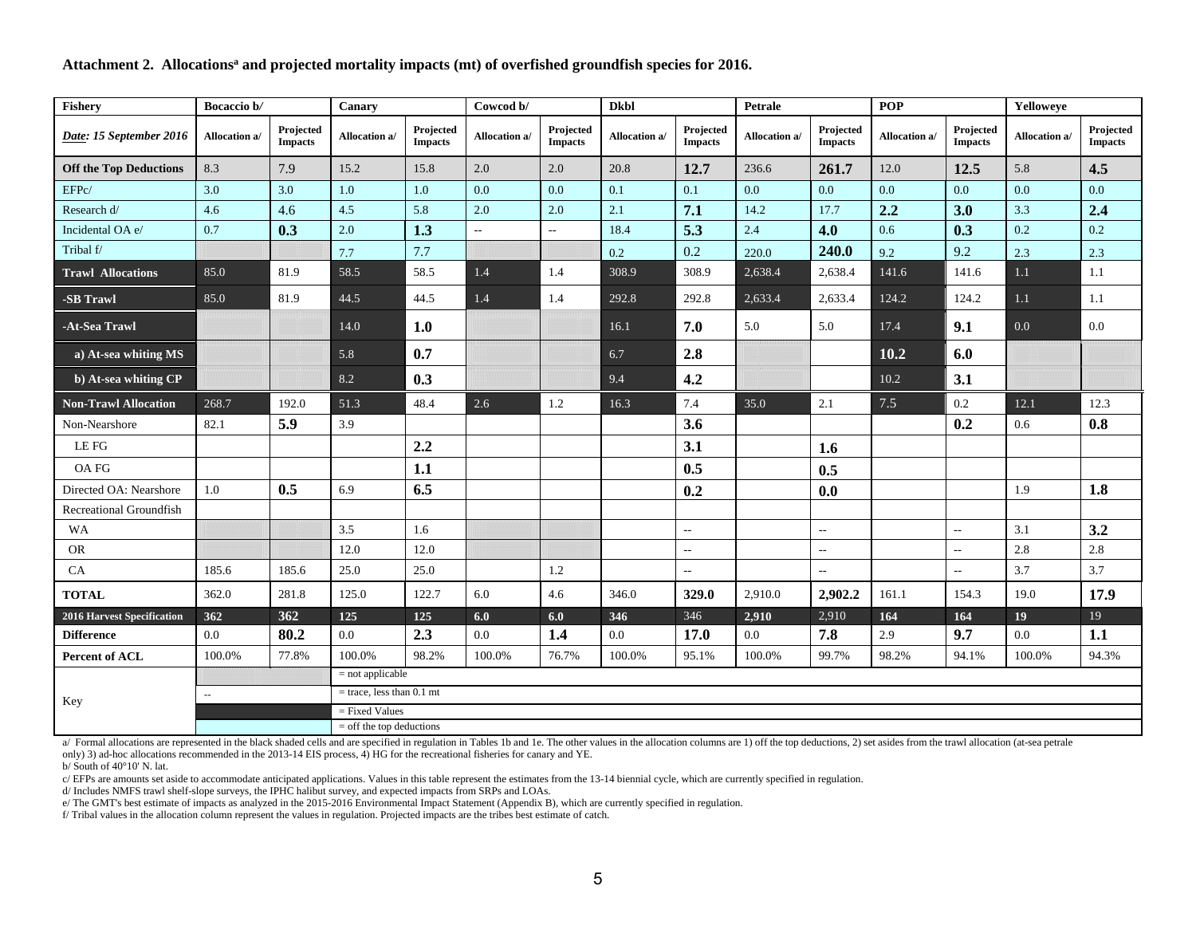**Attachment 2. Allocations[a] and projected mortality impacts (mt) of overfished groundfish species for 2016.**

| Fishery | Bocaccio b/ | | Canary | | Cowcod b/ | | Dkbl | | Petrale | | POP | | Yelloweye | |
|---|---|---|---|---|---|---|---|---|---|---|---|---|---|---|
| ***Date*: 15 September 2016** | **Allocation a/** | **Projected Impacts** | **Allocation a/** | **Projected Impacts** | **Allocation a/** | **Projected Impacts** | **Allocation a/** | **Projected Impacts** | **Allocation a/** | **Projected Impacts** | **Allocation a/** | **Projected Impacts** | **Allocation a/** | **Projected Impacts** |
| **Off the Top Deductions** | 8.3 | 7.9 | 15.2 | 15.8 | 2.0 | 2.0 | 20.8 | **12.7** | 236.6 | **261.7** | 12.0 | **12.5** | 5.8 | **4.5** |
| EFPc/ | 3.0 | 3.0 | 1.0 | 1.0 | 0.0 | 0.0 | 0.1 | 0.1 | 0.0 | 0.0 | 0.0 | 0.0 | 0.0 | 0.0 |
| Research d/ | 4.6 | 4.6 | 4.5 | 5.8 | 2.0 | 2.0 | 2.1 | **7.1** | 14.2 | 17.7 | **2.2** | **3.0** | 3.3 | **2.4** |
| Incidental OA e/ | 0.7 | **0.3** | 2.0 | **1.3** | -- | -- | 18.4 | **5.3** | 2.4 | **4.0** | 0.6 | **0.3** | 0.2 | 0.2 |
| Tribal f/ | | | 7.7 | 7.7 | | | 0.2 | 0.2 | 220.0 | **240.0** | 9.2 | 9.2 | 2.3 | 2.3 |
| **Trawl Allocations** | 85.0 | 81.9 | 58.5 | 58.5 | 1.4 | 1.4 | 308.9 | 308.9 | 2,638.4 | 2,638.4 | 141.6 | 141.6 | 1.1 | 1.1 |
| **-SB Trawl** | 85.0 | 81.9 | 44.5 | 44.5 | 1.4 | 1.4 | 292.8 | 292.8 | 2,633.4 | 2,633.4 | 124.2 | 124.2 | 1.1 | 1.1 |
| **-At-Sea Trawl** | | | 14.0 | **1.0** | | | 16.1 | **7.0** | 5.0 | 5.0 | 17.4 | **9.1** | 0.0 | 0.0 |
| **a) At-sea whiting MS** | | | 5.8 | **0.7** | | | 6.7 | **2.8** | | | **10.2** | **6.0** | | |
| **b) At-sea whiting CP** | | | 8.2 | **0.3** | | | 9.4 | **4.2** | | | 10.2 | **3.1** | | |
| **Non-Trawl Allocation** | 268.7 | 192.0 | 51.3 | 48.4 | 2.6 | 1.2 | 16.3 | 7.4 | 35.0 | 2.1 | 7.5 | 0.2 | 12.1 | 12.3 |
| Non-Nearshore | 82.1 | **5.9** | 3.9 | | | | | **3.6** | | | | **0.2** | 0.6 | **0.8** |
| LE FG | | | | **2.2** | | | | **3.1** | | **1.6** | | | | |
| OA FG | | | | **1.1** | | | | **0.5** | | **0.5** | | | | |
| Directed OA: Nearshore | 1.0 | **0.5** | 6.9 | **6.5** | | | | **0.2** | | **0.0** | | | 1.9 | **1.8** |
| Recreational Groundfish | | | | | | | | | | | | | | |
| WA | | | 3.5 | 1.6 | | | | -- | | -- | | -- | 3.1 | **3.2** |
| OR | | | 12.0 | 12.0 | | | | -- | | -- | | -- | 2.8 | 2.8 |
| CA | 185.6 | 185.6 | 25.0 | 25.0 | | 1.2 | | -- | | -- | | -- | 3.7 | 3.7 |
| **TOTAL** | 362.0 | 281.8 | 125.0 | 122.7 | 6.0 | 4.6 | 346.0 | **329.0** | 2,910.0 | **2,902.2** | 161.1 | 154.3 | 19.0 | **17.9** |
| **2016 Harvest Specification** | **362** | **362** | **125** | **125** | **6.0** | **6.0** | **346** | 346 | **2,910** | 2,910 | **164** | **164** | **19** | 19 |
| **Difference** | 0.0 | **80.2** | 0.0 | **2.3** | 0.0 | **1.4** | 0.0 | **17.0** | 0.0 | **7.8** | 2.9 | **9.7** | 0.0 | **1.1** |
| **Percent of ACL** | 100.0% | 77.8% | 100.0% | 98.2% | 100.0% | 76.7% | 100.0% | 95.1% | 100.0% | 99.7% | 98.2% | 94.1% | 100.0% | 94.3% |

**Key**

| Symbol | Meaning |
|---|---|
| (gray shaded) | = not applicable |
| -- | = trace, less than 0.1 mt |
| (black shaded) | = Fixed Values |
| (light blue shaded) | = off the top deductions |

a/ Formal allocations are represented in the black shaded cells and are specified in regulation in Tables 1b and 1e. The other values in the allocation columns are 1) off the top deductions, 2) set asides from the trawl allocation (at-sea petrale only) 3) ad-hoc allocations recommended in the 2013-14 EIS process, 4) HG for the recreational fisheries for canary and YE.

b/ South of 40°10' N. lat.

c/ EFPs are amounts set aside to accommodate anticipated applications. Values in this table represent the estimates from the 13-14 biennial cycle, which are currently specified in regulation.

d/ Includes NMFS trawl shelf-slope surveys, the IPHC halibut survey, and expected impacts from SRPs and LOAs.

e/ The GMT's best estimate of impacts as analyzed in the 2015-2016 Environmental Impact Statement (Appendix B), which are currently specified in regulation.

f/ Tribal values in the allocation column represent the values in regulation. Projected impacts are the tribes best estimate of catch.